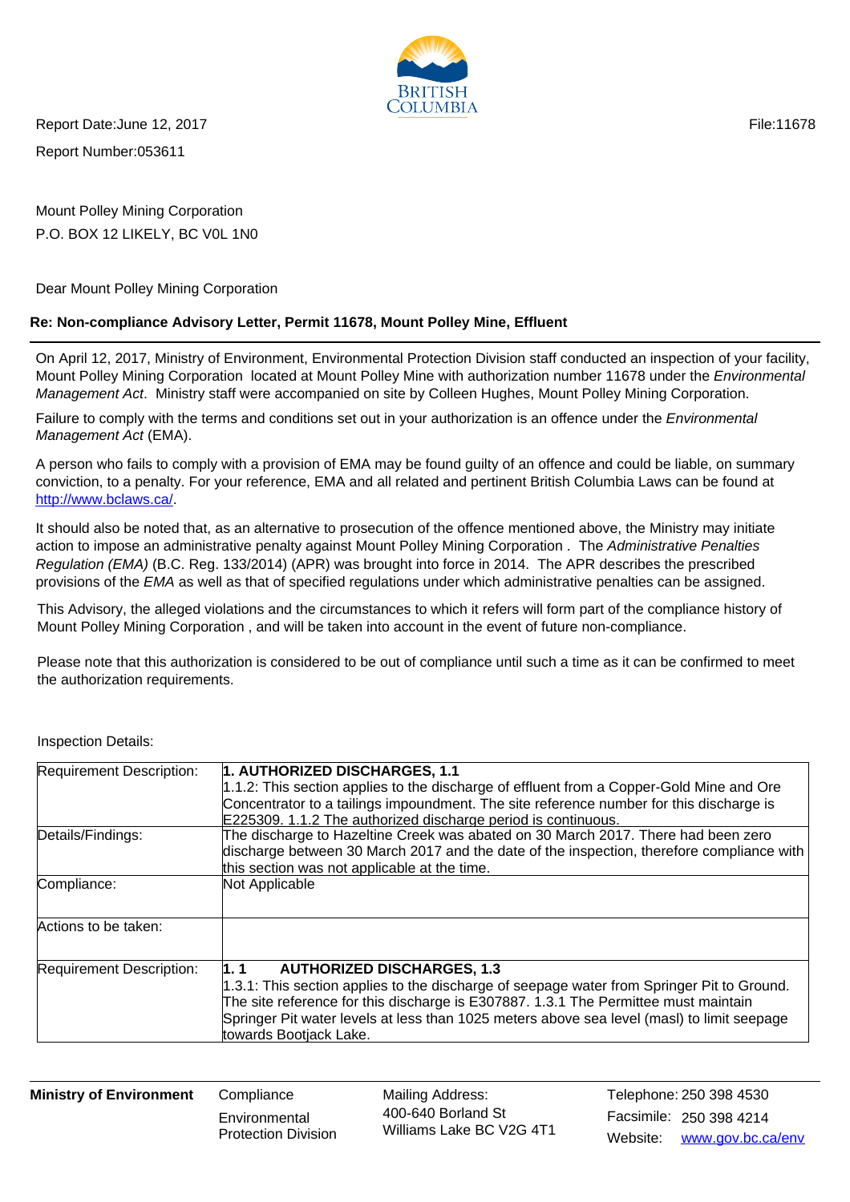Report Date:June 12, 2017

Report Number:053611

File:11678

Mount Polley Mining Corporation
P.O. BOX 12 LIKELY, BC V0L 1N0

Dear Mount Polley Mining Corporation

**Re: Non-compliance Advisory Letter, Permit 11678, Mount Polley Mine, Effluent**

On April 12, 2017, Ministry of Environment, Environmental Protection Division staff conducted an inspection of your facility, Mount Polley Mining Corporation located at Mount Polley Mine with authorization number 11678 under the *Environmental Management Act*. Ministry staff were accompanied on site by Colleen Hughes, Mount Polley Mining Corporation.

Failure to comply with the terms and conditions set out in your authorization is an offence under the *Environmental Management Act* (EMA).

A person who fails to comply with a provision of EMA may be found guilty of an offence and could be liable, on summary conviction, to a penalty. For your reference, EMA and all related and pertinent British Columbia Laws can be found at http://www.bclaws.ca/.

It should also be noted that, as an alternative to prosecution of the offence mentioned above, the Ministry may initiate action to impose an administrative penalty against Mount Polley Mining Corporation . The *Administrative Penalties Regulation (EMA)* (B.C. Reg. 133/2014) (APR) was brought into force in 2014. The APR describes the prescribed provisions of the *EMA* as well as that of specified regulations under which administrative penalties can be assigned.

This Advisory, the alleged violations and the circumstances to which it refers will form part of the compliance history of Mount Polley Mining Corporation , and will be taken into account in the event of future non-compliance.

Please note that this authorization is considered to be out of compliance until such a time as it can be confirmed to meet the authorization requirements.

Inspection Details:

| | |
|---|---|
| Requirement Description: | **1. AUTHORIZED DISCHARGES, 1.1**<br>1.1.2: This section applies to the discharge of effluent from a Copper-Gold Mine and Ore Concentrator to a tailings impoundment. The site reference number for this discharge is E225309. 1.1.2 The authorized discharge period is continuous. |
| Details/Findings: | The discharge to Hazeltine Creek was abated on 30 March 2017. There had been zero discharge between 30 March 2017 and the date of the inspection, therefore compliance with this section was not applicable at the time. |
| Compliance: | Not Applicable |
| Actions to be taken: | |
| Requirement Description: | **1. 1 AUTHORIZED DISCHARGES, 1.3**<br>1.3.1: This section applies to the discharge of seepage water from Springer Pit to Ground. The site reference for this discharge is E307887. 1.3.1 The Permittee must maintain Springer Pit water levels at less than 1025 meters above sea level (masl) to limit seepage towards Bootjack Lake. |

**Ministry of Environment** | Compliance Environmental Protection Division | Mailing Address: 400-640 Borland St Williams Lake BC V2G 4T1 | Telephone: 250 398 4530 Facsimile: 250 398 4214 Website: www.gov.bc.ca/env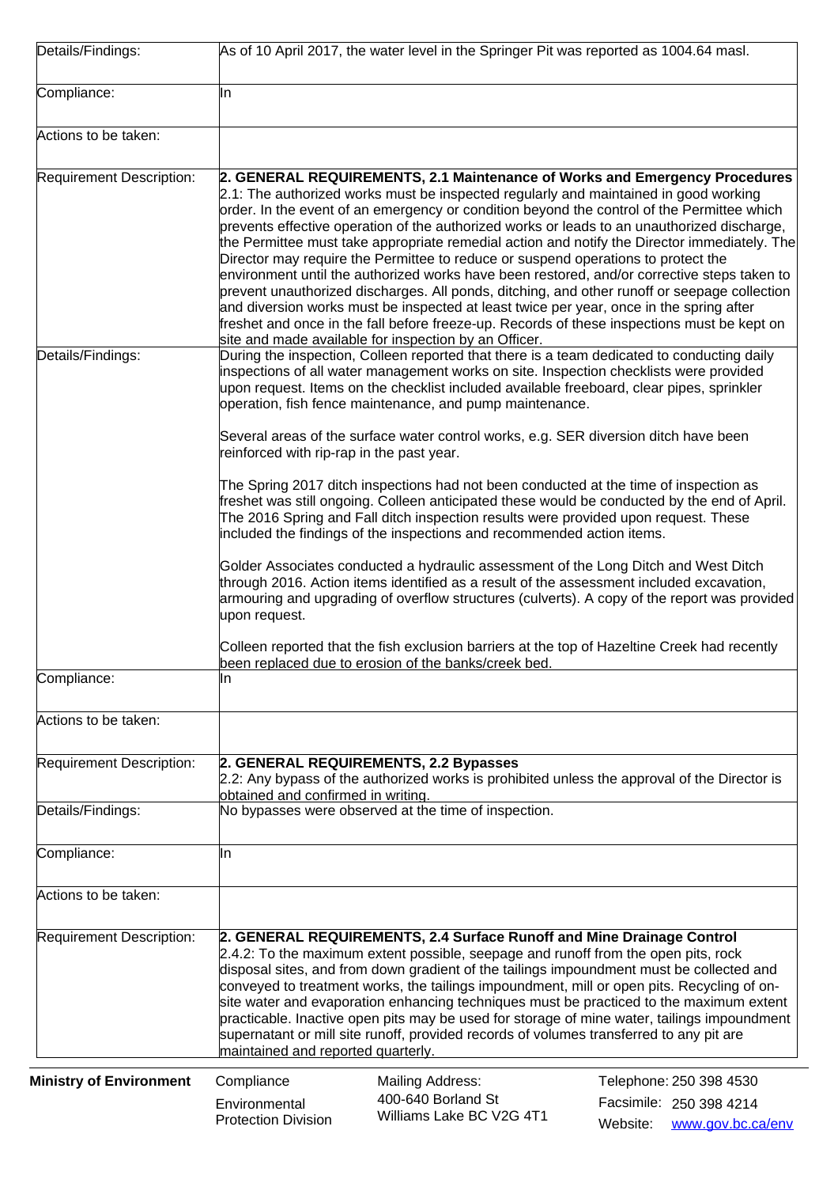| | |
|---|---|
| Details/Findings: | As of 10 April 2017, the water level in the Springer Pit was reported as 1004.64 masl. |
| Compliance: | In |
| Actions to be taken: | |
| Requirement Description: | **2. GENERAL REQUIREMENTS, 2.1 Maintenance of Works and Emergency Procedures** 2.1: The authorized works must be inspected regularly and maintained in good working order. In the event of an emergency or condition beyond the control of the Permittee which prevents effective operation of the authorized works or leads to an unauthorized discharge, the Permittee must take appropriate remedial action and notify the Director immediately. The Director may require the Permittee to reduce or suspend operations to protect the environment until the authorized works have been restored, and/or corrective steps taken to prevent unauthorized discharges. All ponds, ditching, and other runoff or seepage collection and diversion works must be inspected at least twice per year, once in the spring after freshet and once in the fall before freeze-up. Records of these inspections must be kept on site and made available for inspection by an Officer. |
| Details/Findings: | During the inspection, Colleen reported that there is a team dedicated to conducting daily inspections of all water management works on site. Inspection checklists were provided upon request. Items on the checklist included available freeboard, clear pipes, sprinkler operation, fish fence maintenance, and pump maintenance.<br><br>Several areas of the surface water control works, e.g. SER diversion ditch have been reinforced with rip-rap in the past year.<br><br>The Spring 2017 ditch inspections had not been conducted at the time of inspection as freshet was still ongoing. Colleen anticipated these would be conducted by the end of April. The 2016 Spring and Fall ditch inspection results were provided upon request. These included the findings of the inspections and recommended action items.<br><br>Golder Associates conducted a hydraulic assessment of the Long Ditch and West Ditch through 2016. Action items identified as a result of the assessment included excavation, armouring and upgrading of overflow structures (culverts). A copy of the report was provided upon request.<br><br>Colleen reported that the fish exclusion barriers at the top of Hazeltine Creek had recently been replaced due to erosion of the banks/creek bed. |
| Compliance: | In |
| Actions to be taken: | |
| Requirement Description: | **2. GENERAL REQUIREMENTS, 2.2 Bypasses** 2.2: Any bypass of the authorized works is prohibited unless the approval of the Director is obtained and confirmed in writing. |
| Details/Findings: | No bypasses were observed at the time of inspection. |
| Compliance: | In |
| Actions to be taken: | |
| Requirement Description: | **2. GENERAL REQUIREMENTS, 2.4 Surface Runoff and Mine Drainage Control** 2.4.2: To the maximum extent possible, seepage and runoff from the open pits, rock disposal sites, and from down gradient of the tailings impoundment must be collected and conveyed to treatment works, the tailings impoundment, mill or open pits. Recycling of on-site water and evaporation enhancing techniques must be practiced to the maximum extent practicable. Inactive open pits may be used for storage of mine water, tailings impoundment supernatant or mill site runoff, provided records of volumes transferred to any pit are maintained and reported quarterly. |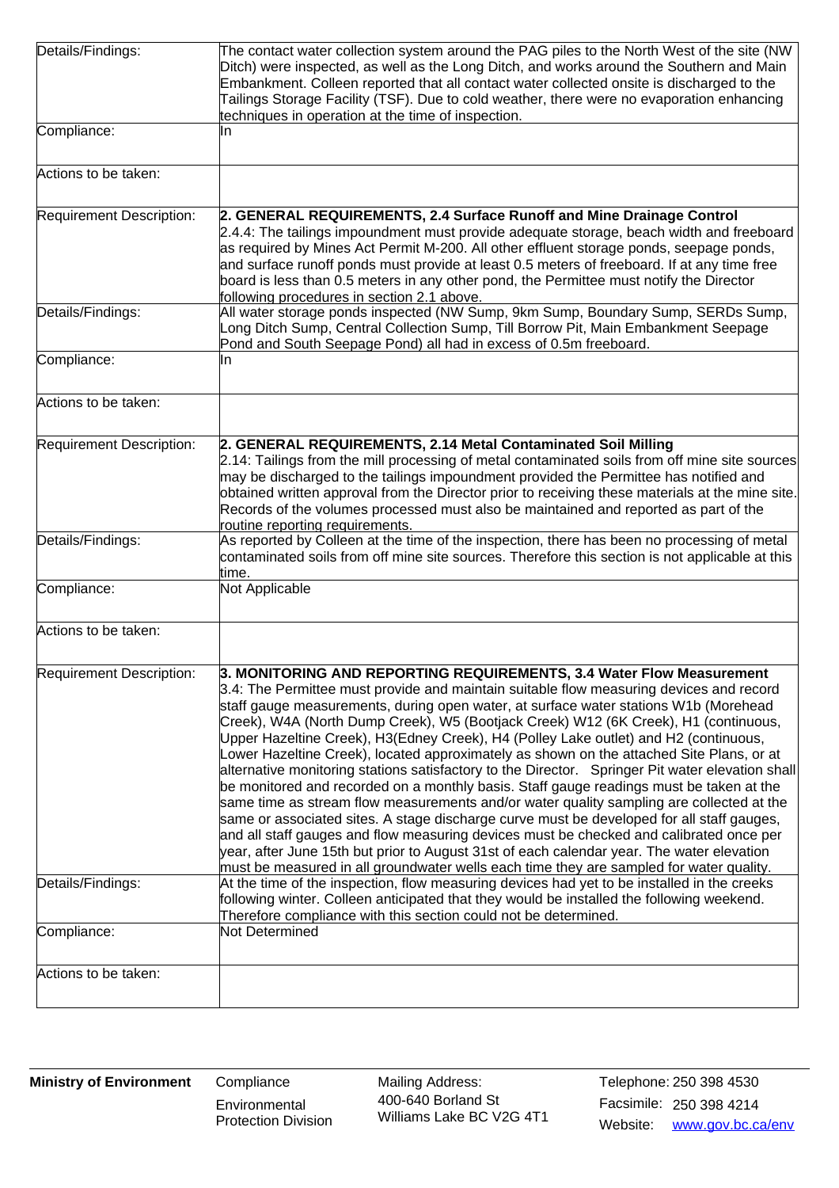| | |
|---|---|
| Details/Findings: | The contact water collection system around the PAG piles to the North West of the site (NW Ditch) were inspected, as well as the Long Ditch, and works around the Southern and Main Embankment. Colleen reported that all contact water collected onsite is discharged to the Tailings Storage Facility (TSF). Due to cold weather, there were no evaporation enhancing techniques in operation at the time of inspection. |
| Compliance: | In |
| Actions to be taken: | |
| Requirement Description: | **2. GENERAL REQUIREMENTS, 2.4 Surface Runoff and Mine Drainage Control** 2.4.4: The tailings impoundment must provide adequate storage, beach width and freeboard as required by Mines Act Permit M-200. All other effluent storage ponds, seepage ponds, and surface runoff ponds must provide at least 0.5 meters of freeboard. If at any time free board is less than 0.5 meters in any other pond, the Permittee must notify the Director following procedures in section 2.1 above. |
| Details/Findings: | All water storage ponds inspected (NW Sump, 9km Sump, Boundary Sump, SERDs Sump, Long Ditch Sump, Central Collection Sump, Till Borrow Pit, Main Embankment Seepage Pond and South Seepage Pond) all had in excess of 0.5m freeboard. |
| Compliance: | In |
| Actions to be taken: | |
| Requirement Description: | **2. GENERAL REQUIREMENTS, 2.14 Metal Contaminated Soil Milling** 2.14: Tailings from the mill processing of metal contaminated soils from off mine site sources may be discharged to the tailings impoundment provided the Permittee has notified and obtained written approval from the Director prior to receiving these materials at the mine site. Records of the volumes processed must also be maintained and reported as part of the routine reporting requirements. |
| Details/Findings: | As reported by Colleen at the time of the inspection, there has been no processing of metal contaminated soils from off mine site sources. Therefore this section is not applicable at this time. |
| Compliance: | Not Applicable |
| Actions to be taken: | |
| Requirement Description: | **3. MONITORING AND REPORTING REQUIREMENTS, 3.4 Water Flow Measurement** 3.4: The Permittee must provide and maintain suitable flow measuring devices and record staff gauge measurements, during open water, at surface water stations W1b (Morehead Creek), W4A (North Dump Creek), W5 (Bootjack Creek) W12 (6K Creek), H1 (continuous, Upper Hazeltine Creek), H3(Edney Creek), H4 (Polley Lake outlet) and H2 (continuous, Lower Hazeltine Creek), located approximately as shown on the attached Site Plans, or at alternative monitoring stations satisfactory to the Director. Springer Pit water elevation shall be monitored and recorded on a monthly basis. Staff gauge readings must be taken at the same time as stream flow measurements and/or water quality sampling are collected at the same or associated sites. A stage discharge curve must be developed for all staff gauges, and all staff gauges and flow measuring devices must be checked and calibrated once per year, after June 15th but prior to August 31st of each calendar year. The water elevation must be measured in all groundwater wells each time they are sampled for water quality. |
| Details/Findings: | At the time of the inspection, flow measuring devices had yet to be installed in the creeks following winter. Colleen anticipated that they would be installed the following weekend. Therefore compliance with this section could not be determined. |
| Compliance: | Not Determined |
| Actions to be taken: | |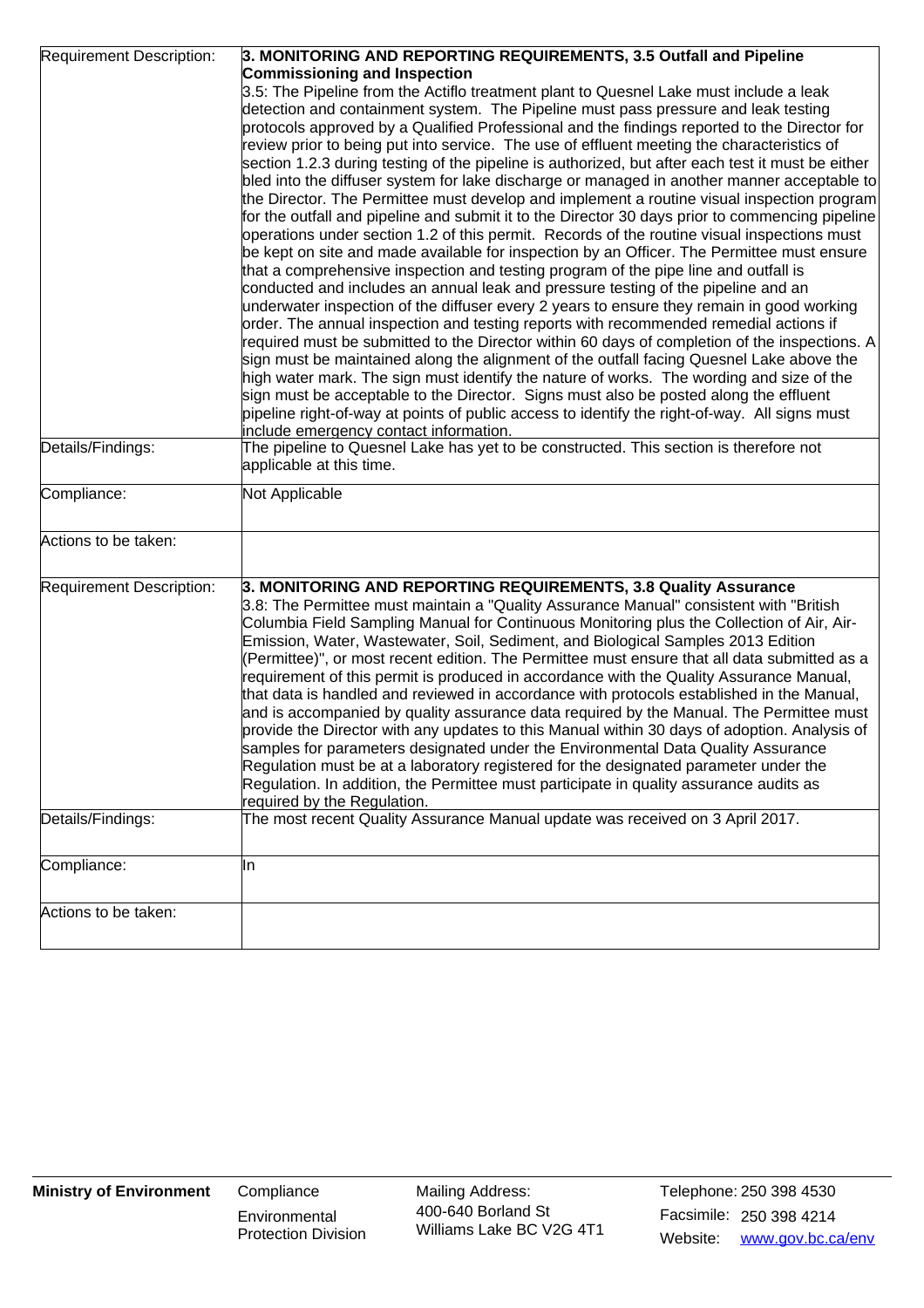| | |
|---|---|
| Requirement Description: | **3. MONITORING AND REPORTING REQUIREMENTS, 3.5 Outfall and Pipeline Commissioning and Inspection**<br>3.5: The Pipeline from the Actiflo treatment plant to Quesnel Lake must include a leak detection and containment system. The Pipeline must pass pressure and leak testing protocols approved by a Qualified Professional and the findings reported to the Director for review prior to being put into service. The use of effluent meeting the characteristics of section 1.2.3 during testing of the pipeline is authorized, but after each test it must be either bled into the diffuser system for lake discharge or managed in another manner acceptable to the Director. The Permittee must develop and implement a routine visual inspection program for the outfall and pipeline and submit it to the Director 30 days prior to commencing pipeline operations under section 1.2 of this permit. Records of the routine visual inspections must be kept on site and made available for inspection by an Officer. The Permittee must ensure that a comprehensive inspection and testing program of the pipe line and outfall is conducted and includes an annual leak and pressure testing of the pipeline and an underwater inspection of the diffuser every 2 years to ensure they remain in good working order. The annual inspection and testing reports with recommended remedial actions if required must be submitted to the Director within 60 days of completion of the inspections. A sign must be maintained along the alignment of the outfall facing Quesnel Lake above the high water mark. The sign must identify the nature of works. The wording and size of the sign must be acceptable to the Director. Signs must also be posted along the effluent pipeline right-of-way at points of public access to identify the right-of-way. All signs must include emergency contact information. |
| Details/Findings: | The pipeline to Quesnel Lake has yet to be constructed. This section is therefore not applicable at this time. |
| Compliance: | Not Applicable |
| Actions to be taken: | |
| Requirement Description: | **3. MONITORING AND REPORTING REQUIREMENTS, 3.8 Quality Assurance**<br>3.8: The Permittee must maintain a "Quality Assurance Manual" consistent with "British Columbia Field Sampling Manual for Continuous Monitoring plus the Collection of Air, Air-Emission, Water, Wastewater, Soil, Sediment, and Biological Samples 2013 Edition (Permittee)", or most recent edition. The Permittee must ensure that all data submitted as a requirement of this permit is produced in accordance with the Quality Assurance Manual, that data is handled and reviewed in accordance with protocols established in the Manual, and is accompanied by quality assurance data required by the Manual. The Permittee must provide the Director with any updates to this Manual within 30 days of adoption. Analysis of samples for parameters designated under the Environmental Data Quality Assurance Regulation must be at a laboratory registered for the designated parameter under the Regulation. In addition, the Permittee must participate in quality assurance audits as required by the Regulation. |
| Details/Findings: | The most recent Quality Assurance Manual update was received on 3 April 2017. |
| Compliance: | In |
| Actions to be taken: | |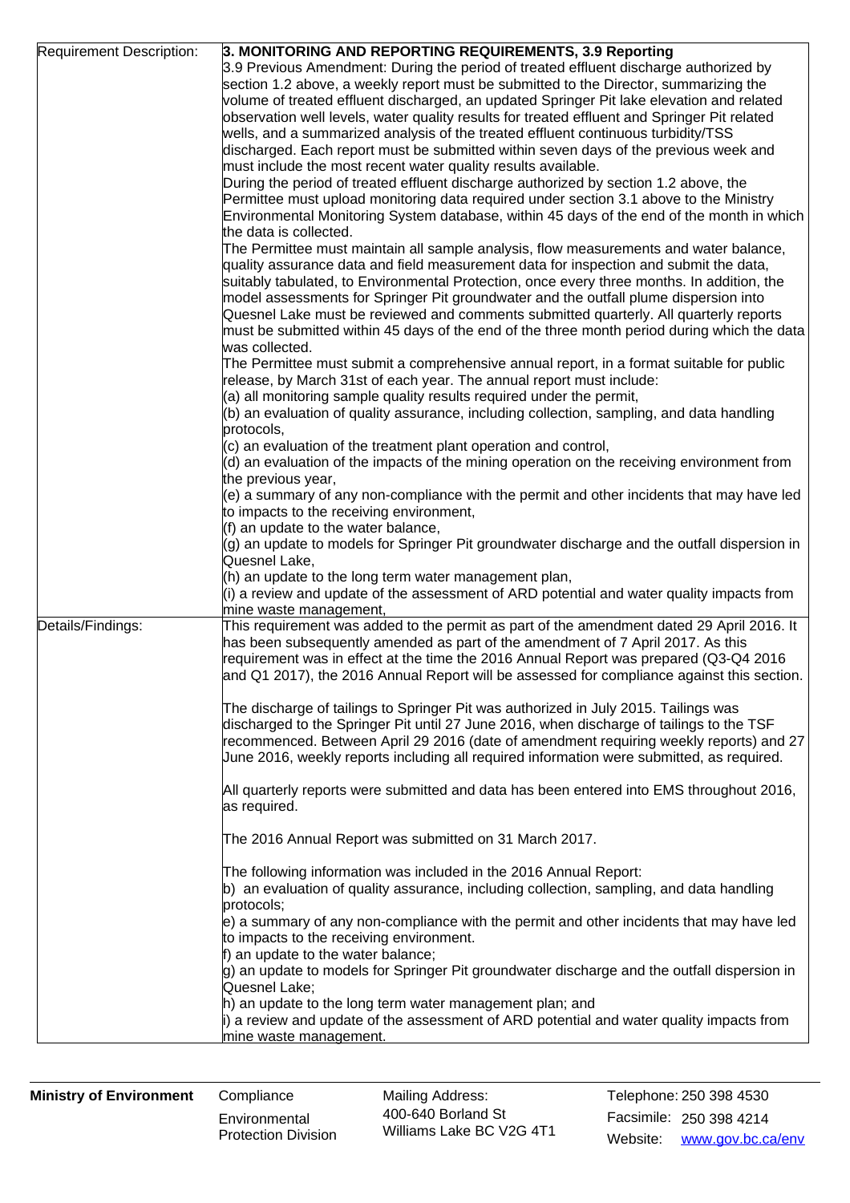| | |
|---|---|
| Requirement Description: | **3. MONITORING AND REPORTING REQUIREMENTS, 3.9 Reporting**<br>3.9 Previous Amendment: During the period of treated effluent discharge authorized by section 1.2 above, a weekly report must be submitted to the Director, summarizing the volume of treated effluent discharged, an updated Springer Pit lake elevation and related observation well levels, water quality results for treated effluent and Springer Pit related wells, and a summarized analysis of the treated effluent continuous turbidity/TSS discharged. Each report must be submitted within seven days of the previous week and must include the most recent water quality results available.<br>During the period of treated effluent discharge authorized by section 1.2 above, the Permittee must upload monitoring data required under section 3.1 above to the Ministry Environmental Monitoring System database, within 45 days of the end of the month in which the data is collected.<br>The Permittee must maintain all sample analysis, flow measurements and water balance, quality assurance data and field measurement data for inspection and submit the data, suitably tabulated, to Environmental Protection, once every three months. In addition, the model assessments for Springer Pit groundwater and the outfall plume dispersion into Quesnel Lake must be reviewed and comments submitted quarterly. All quarterly reports must be submitted within 45 days of the end of the three month period during which the data was collected.<br>The Permittee must submit a comprehensive annual report, in a format suitable for public release, by March 31st of each year. The annual report must include:<br>(a) all monitoring sample quality results required under the permit,<br>(b) an evaluation of quality assurance, including collection, sampling, and data handling protocols,<br>(c) an evaluation of the treatment plant operation and control,<br>(d) an evaluation of the impacts of the mining operation on the receiving environment from the previous year,<br>(e) a summary of any non-compliance with the permit and other incidents that may have led to impacts to the receiving environment,<br>(f) an update to the water balance,<br>(g) an update to models for Springer Pit groundwater discharge and the outfall dispersion in Quesnel Lake,<br>(h) an update to the long term water management plan,<br>(i) a review and update of the assessment of ARD potential and water quality impacts from mine waste management, |
| Details/Findings: | This requirement was added to the permit as part of the amendment dated 29 April 2016. It has been subsequently amended as part of the amendment of 7 April 2017. As this requirement was in effect at the time the 2016 Annual Report was prepared (Q3-Q4 2016 and Q1 2017), the 2016 Annual Report will be assessed for compliance against this section.<br><br>The discharge of tailings to Springer Pit was authorized in July 2015. Tailings was discharged to the Springer Pit until 27 June 2016, when discharge of tailings to the TSF recommenced. Between April 29 2016 (date of amendment requiring weekly reports) and 27 June 2016, weekly reports including all required information were submitted, as required.<br><br>All quarterly reports were submitted and data has been entered into EMS throughout 2016, as required.<br><br>The 2016 Annual Report was submitted on 31 March 2017.<br><br>The following information was included in the 2016 Annual Report:<br>b) an evaluation of quality assurance, including collection, sampling, and data handling protocols;<br>e) a summary of any non-compliance with the permit and other incidents that may have led to impacts to the receiving environment.<br>f) an update to the water balance;<br>g) an update to models for Springer Pit groundwater discharge and the outfall dispersion in Quesnel Lake;<br>h) an update to the long term water management plan; and<br>i) a review and update of the assessment of ARD potential and water quality impacts from mine waste management. |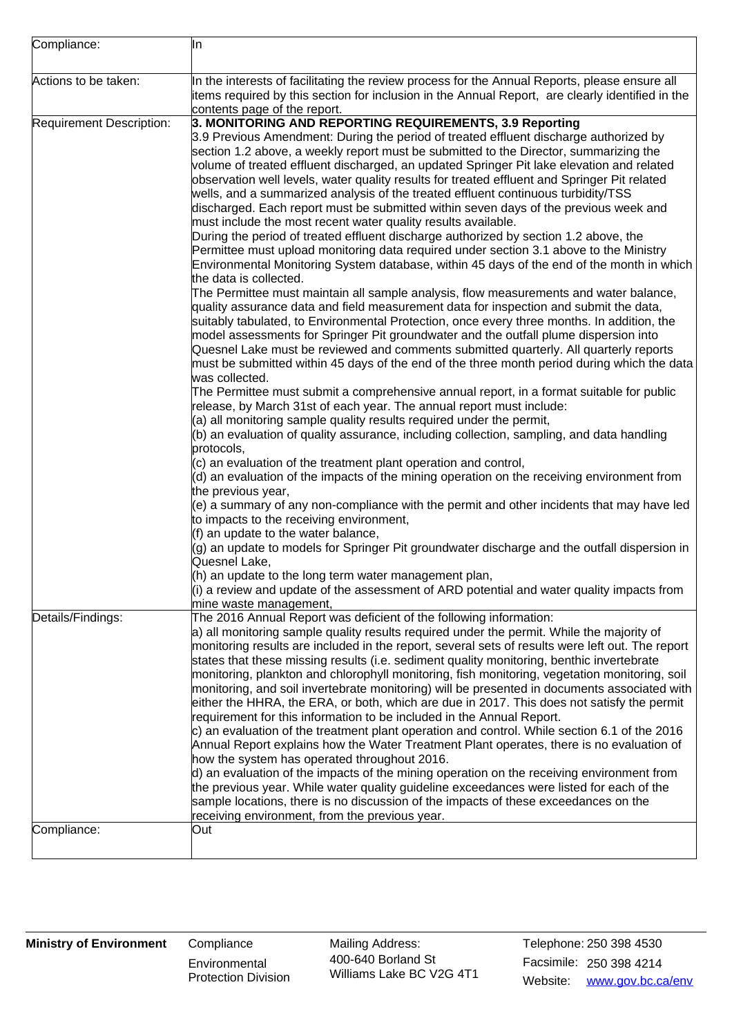| | |
|---|---|
| Compliance: | In |
| Actions to be taken: | In the interests of facilitating the review process for the Annual Reports, please ensure all items required by this section for inclusion in the Annual Report, are clearly identified in the contents page of the report. |
| Requirement Description: | **3. MONITORING AND REPORTING REQUIREMENTS, 3.9 Reporting**<br>3.9 Previous Amendment: During the period of treated effluent discharge authorized by section 1.2 above, a weekly report must be submitted to the Director, summarizing the volume of treated effluent discharged, an updated Springer Pit lake elevation and related observation well levels, water quality results for treated effluent and Springer Pit related wells, and a summarized analysis of the treated effluent continuous turbidity/TSS discharged. Each report must be submitted within seven days of the previous week and must include the most recent water quality results available.<br>During the period of treated effluent discharge authorized by section 1.2 above, the Permittee must upload monitoring data required under section 3.1 above to the Ministry Environmental Monitoring System database, within 45 days of the end of the month in which the data is collected.<br>The Permittee must maintain all sample analysis, flow measurements and water balance, quality assurance data and field measurement data for inspection and submit the data, suitably tabulated, to Environmental Protection, once every three months. In addition, the model assessments for Springer Pit groundwater and the outfall plume dispersion into Quesnel Lake must be reviewed and comments submitted quarterly. All quarterly reports must be submitted within 45 days of the end of the three month period during which the data was collected.<br>The Permittee must submit a comprehensive annual report, in a format suitable for public release, by March 31st of each year. The annual report must include:<br>(a) all monitoring sample quality results required under the permit,<br>(b) an evaluation of quality assurance, including collection, sampling, and data handling protocols,<br>(c) an evaluation of the treatment plant operation and control,<br>(d) an evaluation of the impacts of the mining operation on the receiving environment from the previous year,<br>(e) a summary of any non-compliance with the permit and other incidents that may have led to impacts to the receiving environment,<br>(f) an update to the water balance,<br>(g) an update to models for Springer Pit groundwater discharge and the outfall dispersion in Quesnel Lake,<br>(h) an update to the long term water management plan,<br>(i) a review and update of the assessment of ARD potential and water quality impacts from mine waste management, |
| Details/Findings: | The 2016 Annual Report was deficient of the following information:<br>a) all monitoring sample quality results required under the permit. While the majority of monitoring results are included in the report, several sets of results were left out. The report states that these missing results (i.e. sediment quality monitoring, benthic invertebrate monitoring, plankton and chlorophyll monitoring, fish monitoring, vegetation monitoring, soil monitoring, and soil invertebrate monitoring) will be presented in documents associated with either the HHRA, the ERA, or both, which are due in 2017. This does not satisfy the permit requirement for this information to be included in the Annual Report.<br>c) an evaluation of the treatment plant operation and control. While section 6.1 of the 2016 Annual Report explains how the Water Treatment Plant operates, there is no evaluation of how the system has operated throughout 2016.<br>d) an evaluation of the impacts of the mining operation on the receiving environment from the previous year. While water quality guideline exceedances were listed for each of the sample locations, there is no discussion of the impacts of these exceedances on the receiving environment, from the previous year. |
| Compliance: | Out |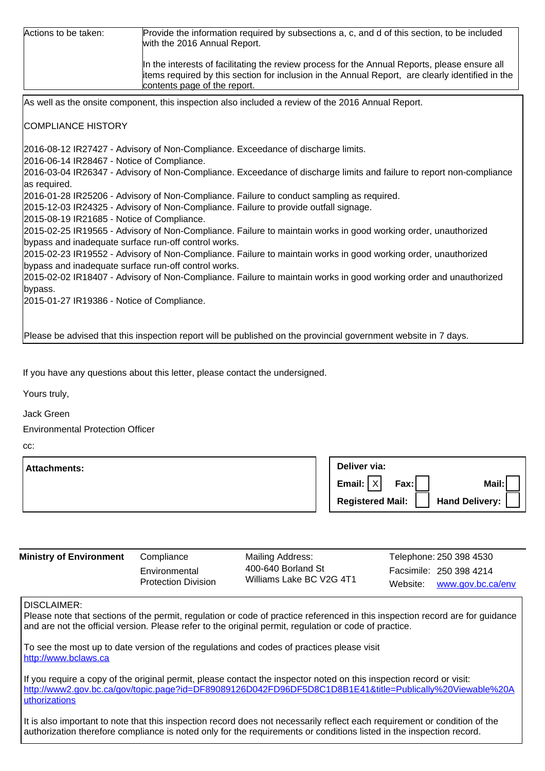| | |
|---|---|
| Actions to be taken: | Provide the information required by subsections a, c, and d of this section, to be included with the 2016 Annual Report.<br><br>In the interests of facilitating the review process for the Annual Reports, please ensure all items required by this section for inclusion in the Annual Report, are clearly identified in the contents page of the report. |

As well as the onsite component, this inspection also included a review of the 2016 Annual Report.

COMPLIANCE HISTORY

2016-08-12 IR27427 - Advisory of Non-Compliance. Exceedance of discharge limits.
2016-06-14 IR28467 - Notice of Compliance.
2016-03-04 IR26347 - Advisory of Non-Compliance. Exceedance of discharge limits and failure to report non-compliance as required.
2016-01-28 IR25206 - Advisory of Non-Compliance. Failure to conduct sampling as required.
2015-12-03 IR24325 - Advisory of Non-Compliance. Failure to provide outfall signage.
2015-08-19 IR21685 - Notice of Compliance.
2015-02-25 IR19565 - Advisory of Non-Compliance. Failure to maintain works in good working order, unauthorized bypass and inadequate surface run-off control works.
2015-02-23 IR19552 - Advisory of Non-Compliance. Failure to maintain works in good working order, unauthorized bypass and inadequate surface run-off control works.
2015-02-02 IR18407 - Advisory of Non-Compliance. Failure to maintain works in good working order and unauthorized bypass.
2015-01-27 IR19386 - Notice of Compliance.

Please be advised that this inspection report will be published on the provincial government website in 7 days.

If you have any questions about this letter, please contact the undersigned.

Yours truly,

Jack Green

Environmental Protection Officer

cc:

**Attachments:**

**Deliver via:**
**Email:** [X] **Fax:** [ ] **Mail:** [ ]
**Registered Mail:** [ ] **Hand Delivery:** [ ]

**Ministry of Environment** — Compliance, Environmental Protection Division
Mailing Address: 400-640 Borland St, Williams Lake BC V2G 4T1
Telephone: 250 398 4530
Facsimile: 250 398 4214
Website: www.gov.bc.ca/env

DISCLAIMER:
Please note that sections of the permit, regulation or code of practice referenced in this inspection record are for guidance and are not the official version. Please refer to the original permit, regulation or code of practice.

To see the most up to date version of the regulations and codes of practices please visit
http://www.bclaws.ca

If you require a copy of the original permit, please contact the inspector noted on this inspection record or visit:
http://www2.gov.bc.ca/gov/topic.page?id=DF89089126D042FD96DF5D8C1D8B1E41&title=Publically%20Viewable%20Authorizations

It is also important to note that this inspection record does not necessarily reflect each requirement or condition of the authorization therefore compliance is noted only for the requirements or conditions listed in the inspection record.